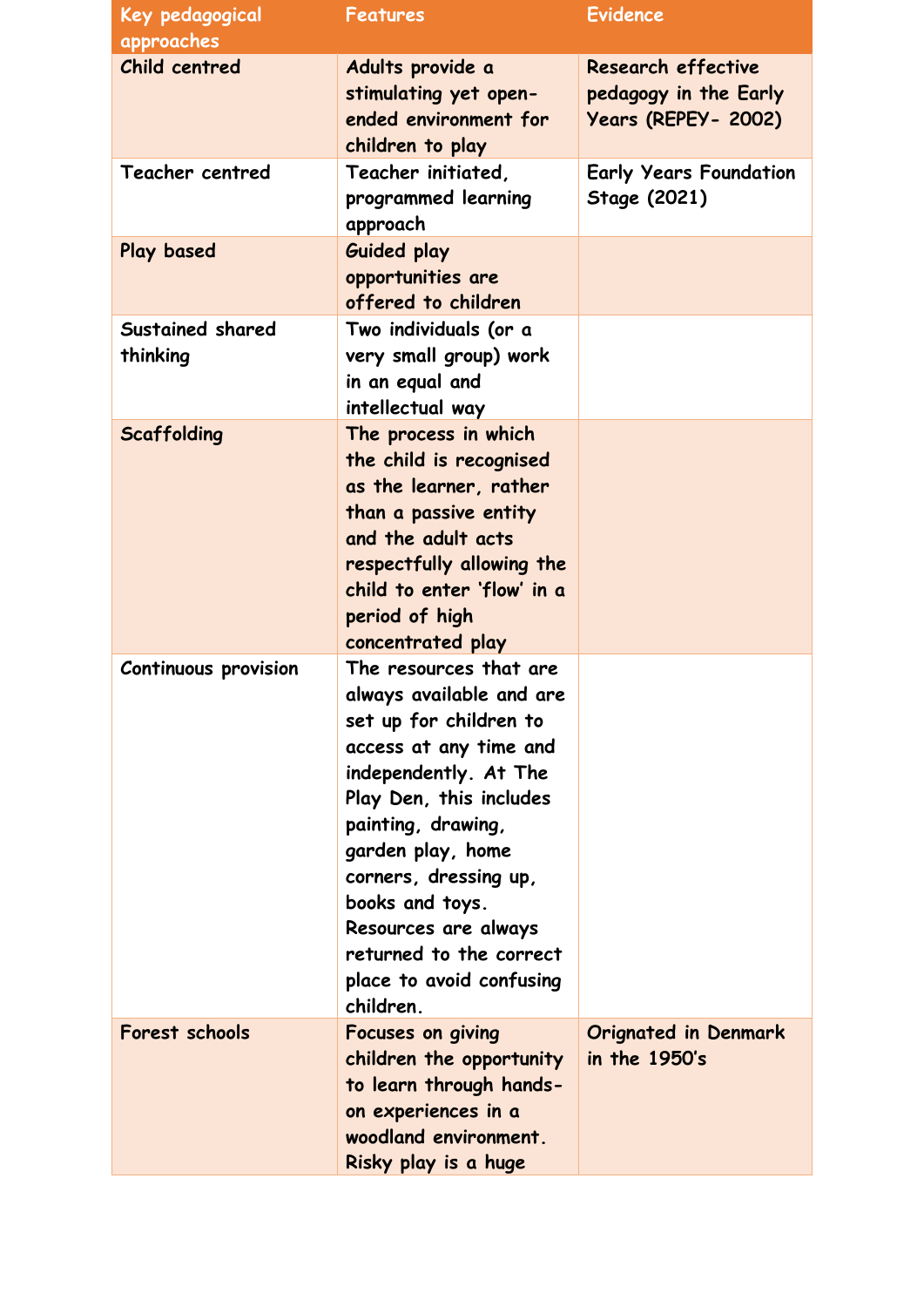| Key pedagogical approaches | Features | Evidence |
| --- | --- | --- |
| Child centred | Adults provide a stimulating yet open-ended environment for children to play | Research effective pedagogy in the Early Years (REPEY- 2002) |
| Teacher centred | Teacher initiated, programmed learning approach | Early Years Foundation Stage (2021) |
| Play based | Guided play opportunities are offered to children | |
| Sustained shared thinking | Two individuals (or a very small group) work in an equal and intellectual way | |
| Scaffolding | The process in which the child is recognised as the learner, rather than a passive entity and the adult acts respectfully allowing the child to enter 'flow' in a period of high concentrated play | |
| Continuous provision | The resources that are always available and are set up for children to access at any time and independently. At The Play Den, this includes painting, drawing, garden play, home corners, dressing up, books and toys. Resources are always returned to the correct place to avoid confusing children. | |
| Forest schools | Focuses on giving children the opportunity to learn through hands-on experiences in a woodland environment. Risky play is a huge | Orignated in Denmark in the 1950's |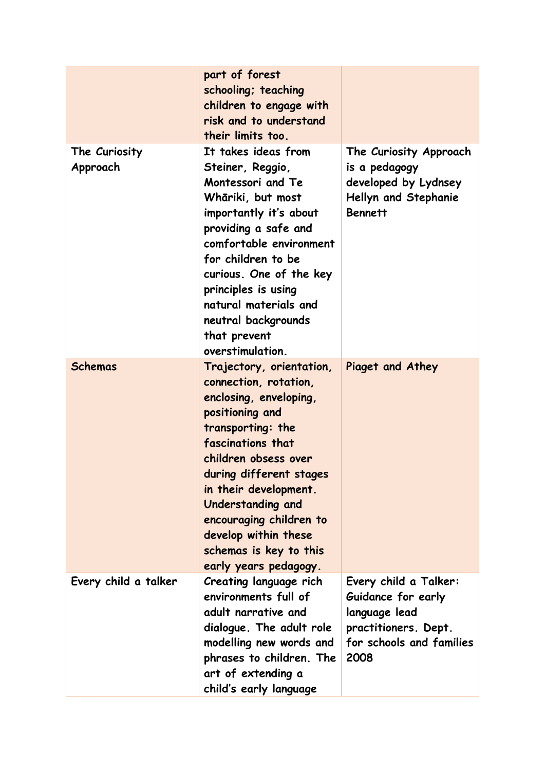| | | |
|---|---|---|
| | part of forest schooling; teaching children to engage with risk and to understand their limits too. | |
| The Curiosity Approach | It takes ideas from Steiner, Reggio, Montessori and Te Whāriki, but most importantly it's about providing a safe and comfortable environment for children to be curious. One of the key principles is using natural materials and neutral backgrounds that prevent overstimulation. | The Curiosity Approach is a pedagogy developed by Lydnsey Hellyn and Stephanie Bennett |
| Schemas | Trajectory, orientation, connection, rotation, enclosing, enveloping, positioning and transporting: the fascinations that children obsess over during different stages in their development. Understanding and encouraging children to develop within these schemas is key to this early years pedagogy. | Piaget and Athey |
| Every child a talker | Creating language rich environments full of adult narrative and dialogue. The adult role modelling new words and phrases to children. The art of extending a child's early language | Every child a Talker: Guidance for early language lead practitioners. Dept. for schools and families 2008 |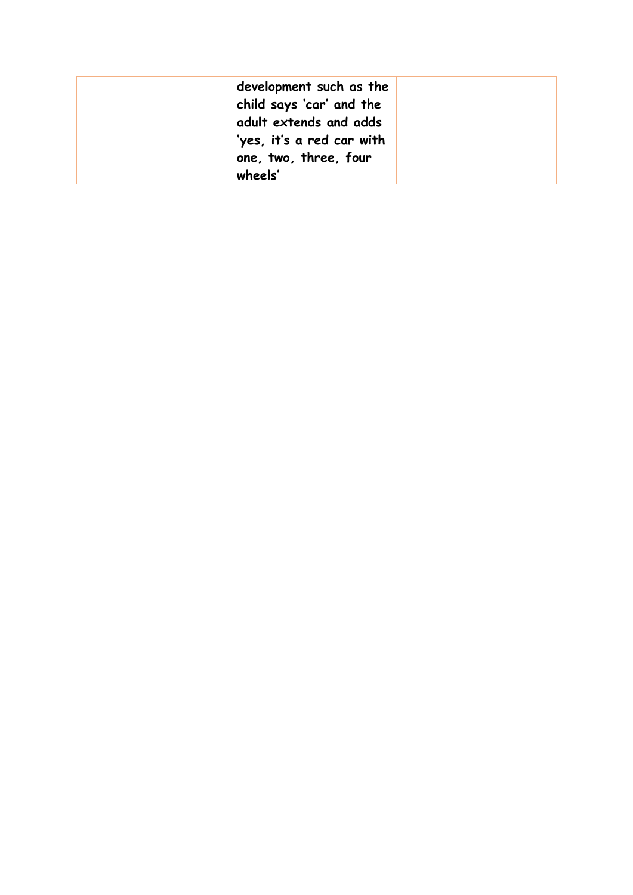| | | |
|---|---|---|
| | **development such as the child says 'car' and the adult extends and adds 'yes, it's a red car with one, two, three, four wheels'** | |